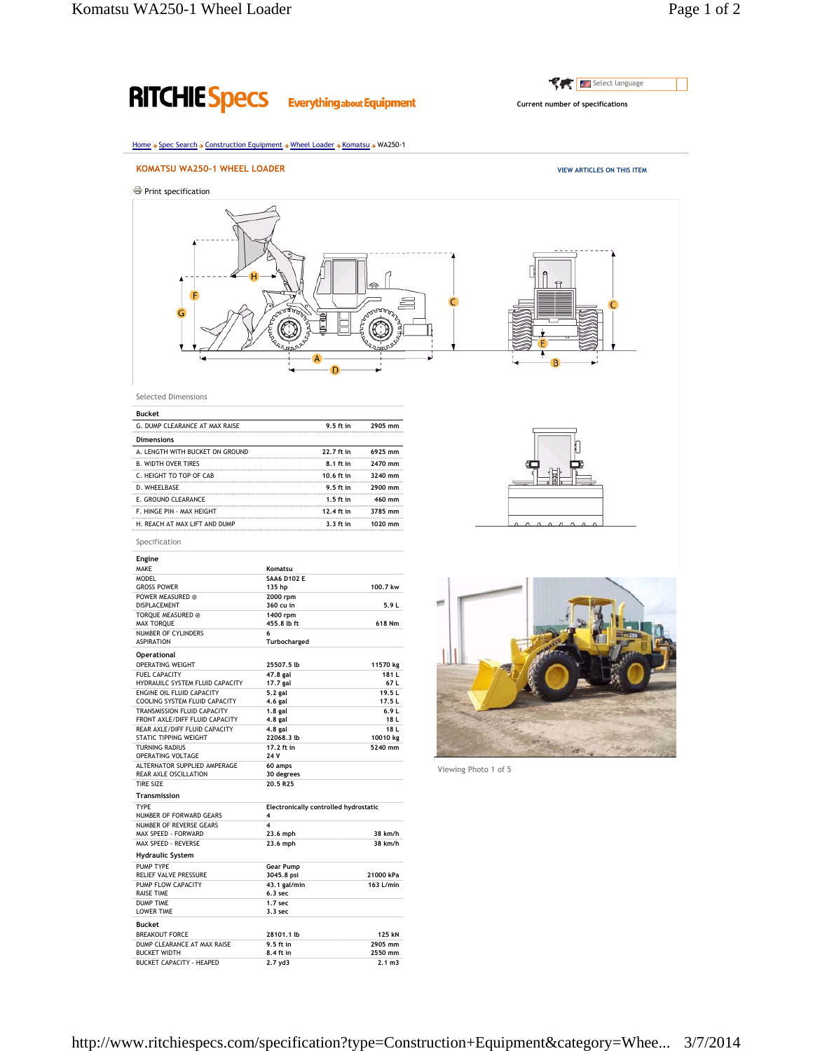RITCHIE Specs Everything about Equipment

Select language

Current number of specifications

Home → Spec Search → Construction Equipment → Wheel Loader → Komatsu → WA250-1

## KOMATSU WA250-1 WHEEL LOADER

VIEW ARTICLES ON THIS ITEM

Print specification

Selected Dimensions

| Bucket | | |
|---|---|---|
| G. DUMP CLEARANCE AT MAX RAISE | 9.5 ft in | 2905 mm |

| Dimensions | | |
|---|---|---|
| A. LENGTH WITH BUCKET ON GROUND | 22.7 ft in | 6925 mm |
| B. WIDTH OVER TIRES | 8.1 ft in | 2470 mm |
| C. HEIGHT TO TOP OF CAB | 10.6 ft in | 3240 mm |
| D. WHEELBASE | 9.5 ft in | 2900 mm |
| E. GROUND CLEARANCE | 1.5 ft in | 460 mm |
| F. HINGE PIN - MAX HEIGHT | 12.4 ft in | 3785 mm |
| H. REACH AT MAX LIFT AND DUMP | 3.3 ft in | 1020 mm |

Specification

| Engine | | |
|---|---|---|
| MAKE | Komatsu | |
| MODEL | SAA6 D102 E | |
| GROSS POWER | 135 hp | 100.7 kw |
| POWER MEASURED @ | 2000 rpm | |
| DISPLACEMENT | 360 cu in | 5.9 L |
| TORQUE MEASURED @ | 1400 rpm | |
| MAX TORQUE | 455.8 lb ft | 618 Nm |
| NUMBER OF CYLINDERS | 6 | |
| ASPIRATION | Turbocharged | |

| Operational | | |
|---|---|---|
| OPERATING WEIGHT | 25507.5 lb | 11570 kg |
| FUEL CAPACITY | 47.8 gal | 181 L |
| HYDRAUILC SYSTEM FLUID CAPACITY | 17.7 gal | 67 L |
| ENGINE OIL FLUID CAPACITY | 5.2 gal | 19.5 L |
| COOLING SYSTEM FLUID CAPACITY | 4.6 gal | 17.5 L |
| TRANSMISSION FLUID CAPACITY | 1.8 gal | 6.9 L |
| FRONT AXLE/DIFF FLUID CAPACITY | 4.8 gal | 18 L |
| REAR AXLE/DIFF FLUID CAPACITY | 4.8 gal | 18 L |
| STATIC TIPPING WEIGHT | 22068.3 lb | 10010 kg |
| TURNING RADIUS | 17.2 ft in | 5240 mm |
| OPERATING VOLTAGE | 24 V | |
| ALTERNATOR SUPPLIED AMPERAGE | 60 amps | |
| REAR AXLE OSCILLATION | 30 degrees | |
| TIRE SIZE | 20.5 R25 | |

| Transmission | | |
|---|---|---|
| TYPE | Electronically controlled hydrostatic | |
| NUMBER OF FORWARD GEARS | 4 | |
| NUMBER OF REVERSE GEARS | 4 | |
| MAX SPEED - FORWARD | 23.6 mph | 38 km/h |
| MAX SPEED - REVERSE | 23.6 mph | 38 km/h |

| Hydraulic System | | |
|---|---|---|
| PUMP TYPE | Gear Pump | |
| RELIEF VALVE PRESSURE | 3045.8 psi | 21000 kPa |
| PUMP FLOW CAPACITY | 43.1 gal/min | 163 L/min |
| RAISE TIME | 6.3 sec | |
| DUMP TIME | 1.7 sec | |
| LOWER TIME | 3.3 sec | |

| Bucket | | |
|---|---|---|
| BREAKOUT FORCE | 28101.1 lb | 125 kN |
| DUMP CLEARANCE AT MAX RAISE | 9.5 ft in | 2905 mm |
| BUCKET WIDTH | 8.4 ft in | 2550 mm |
| BUCKET CAPACITY - HEAPED | 2.7 yd3 | 2.1 m3 |

Viewing Photo 1 of 5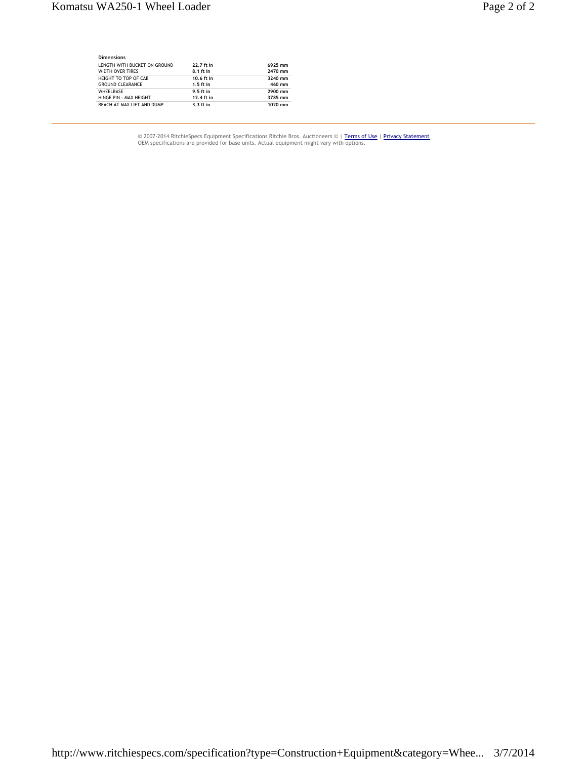**Dimensions**

| | | |
|---|---|---|
| LENGTH WITH BUCKET ON GROUND | 22.7 ft in | 6925 mm |
| WIDTH OVER TIRES | 8.1 ft in | 2470 mm |
| HEIGHT TO TOP OF CAB | 10.6 ft in | 3240 mm |
| GROUND CLEARANCE | 1.5 ft in | 460 mm |
| WHEELBASE | 9.5 ft in | 2900 mm |
| HINGE PIN - MAX HEIGHT | 12.4 ft in | 3785 mm |
| REACH AT MAX LIFT AND DUMP | 3.3 ft in | 1020 mm |

---

© 2007-2014 RitchieSpecs Equipment Specifications Ritchie Bros. Auctioneers © | Terms of Use | Privacy Statement
OEM specifications are provided for base units. Actual equipment might vary with options.